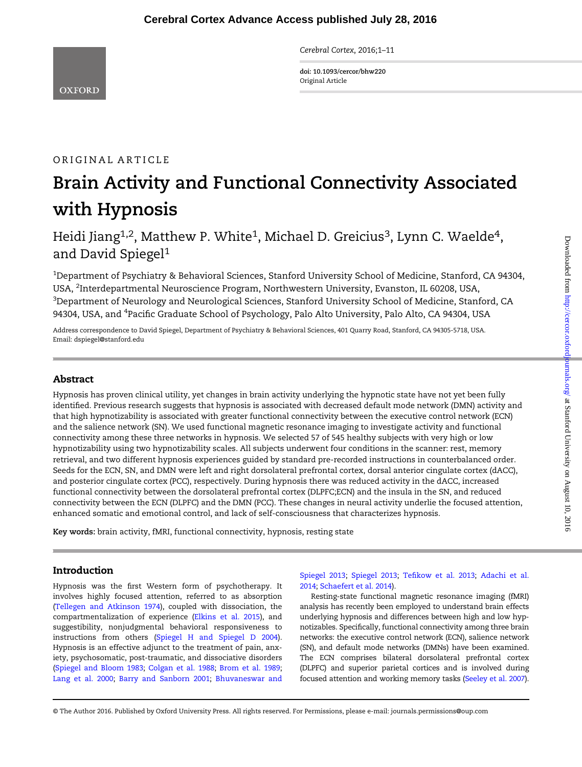ORIGINAL ARTICLE

# Brain Activity and Functional Connectivity Associated with Hypnosis

Heidi Jiang[1,2], Matthew P. White[1], Michael D. Greicius[3], Lynn C. Waelde[4], and David Spiegel[1]

[1]Department of Psychiatry & Behavioral Sciences, Stanford University School of Medicine, Stanford, CA 94304, USA, [2]Interdepartmental Neuroscience Program, Northwestern University, Evanston, IL 60208, USA, [3]Department of Neurology and Neurological Sciences, Stanford University School of Medicine, Stanford, CA 94304, USA, and [4]Pacific Graduate School of Psychology, Palo Alto University, Palo Alto, CA 94304, USA

Address correspondence to David Spiegel, Department of Psychiatry & Behavioral Sciences, 401 Quarry Road, Stanford, CA 94305-5718, USA. Email: dspiegel@stanford.edu

## Abstract

Hypnosis has proven clinical utility, yet changes in brain activity underlying the hypnotic state have not yet been fully identified. Previous research suggests that hypnosis is associated with decreased default mode network (DMN) activity and that high hypnotizability is associated with greater functional connectivity between the executive control network (ECN) and the salience network (SN). We used functional magnetic resonance imaging to investigate activity and functional connectivity among these three networks in hypnosis. We selected 57 of 545 healthy subjects with very high or low hypnotizability using two hypnotizability scales. All subjects underwent four conditions in the scanner: rest, memory retrieval, and two different hypnosis experiences guided by standard pre-recorded instructions in counterbalanced order. Seeds for the ECN, SN, and DMN were left and right dorsolateral prefrontal cortex, dorsal anterior cingulate cortex (dACC), and posterior cingulate cortex (PCC), respectively. During hypnosis there was reduced activity in the dACC, increased functional connectivity between the dorsolateral prefrontal cortex (DLPFC;ECN) and the insula in the SN, and reduced connectivity between the ECN (DLPFC) and the DMN (PCC). These changes in neural activity underlie the focused attention, enhanced somatic and emotional control, and lack of self-consciousness that characterizes hypnosis.

**Key words:** brain activity, fMRI, functional connectivity, hypnosis, resting state

## Introduction

Hypnosis was the first Western form of psychotherapy. It involves highly focused attention, referred to as absorption (Tellegen and Atkinson 1974), coupled with dissociation, the compartmentalization of experience (Elkins et al. 2015), and suggestibility, nonjudgmental behavioral responsiveness to instructions from others (Spiegel H and Spiegel D 2004). Hypnosis is an effective adjunct to the treatment of pain, anxiety, psychosomatic, post-traumatic, and dissociative disorders (Spiegel and Bloom 1983; Colgan et al. 1988; Brom et al. 1989; Lang et al. 2000; Barry and Sanborn 2001; Bhuvaneswar and Spiegel 2013; Spiegel 2013; Tefikow et al. 2013; Adachi et al. 2014; Schaefert et al. 2014).

Resting-state functional magnetic resonance imaging (fMRI) analysis has recently been employed to understand brain effects underlying hypnosis and differences between high and low hypnotizables. Specifically, functional connectivity among three brain networks: the executive control network (ECN), salience network (SN), and default mode networks (DMNs) have been examined. The ECN comprises bilateral dorsolateral prefrontal cortex (DLPFC) and superior parietal cortices and is involved during focused attention and working memory tasks (Seeley et al. 2007).

© The Author 2016. Published by Oxford University Press. All rights reserved. For Permissions, please e-mail: journals.permissions@oup.com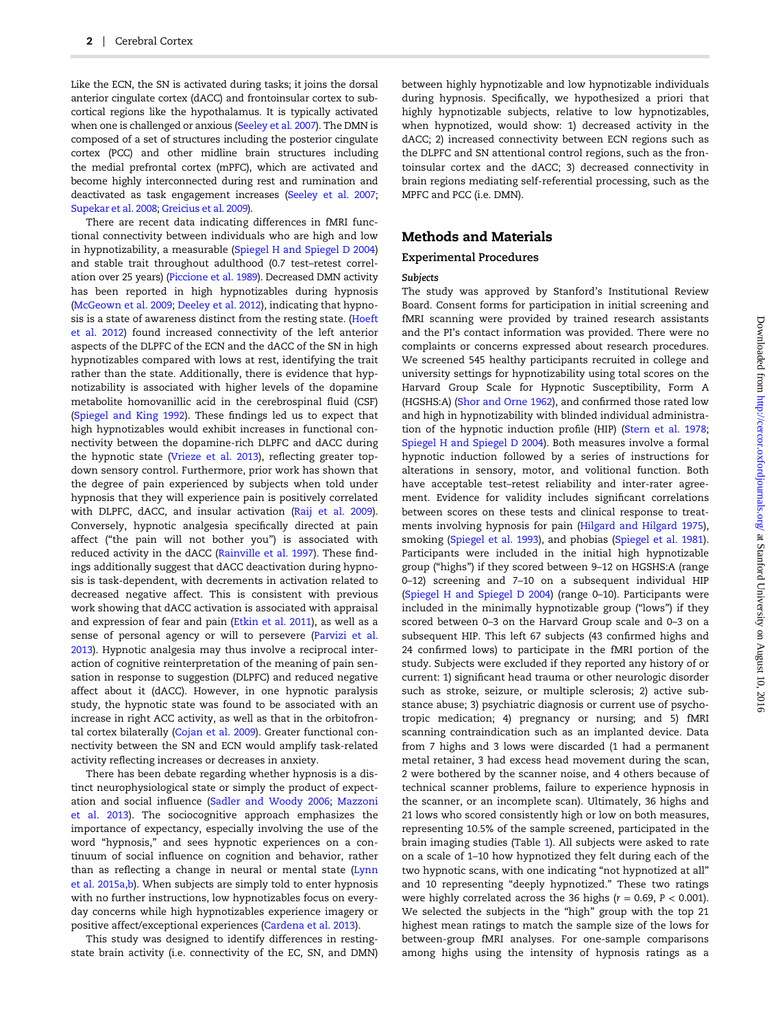Like the ECN, the SN is activated during tasks; it joins the dorsal anterior cingulate cortex (dACC) and frontoinsular cortex to subcortical regions like the hypothalamus. It is typically activated when one is challenged or anxious (Seeley et al. 2007). The DMN is composed of a set of structures including the posterior cingulate cortex (PCC) and other midline brain structures including the medial prefrontal cortex (mPFC), which are activated and become highly interconnected during rest and rumination and deactivated as task engagement increases (Seeley et al. 2007; Supekar et al. 2008; Greicius et al. 2009).

There are recent data indicating differences in fMRI functional connectivity between individuals who are high and low in hypnotizability, a measurable (Spiegel H and Spiegel D 2004) and stable trait throughout adulthood (0.7 test–retest correlation over 25 years) (Piccione et al. 1989). Decreased DMN activity has been reported in high hypnotizables during hypnosis (McGeown et al. 2009; Deeley et al. 2012), indicating that hypnosis is a state of awareness distinct from the resting state. (Hoeft et al. 2012) found increased connectivity of the left anterior aspects of the DLPFC of the ECN and the dACC of the SN in high hypnotizables compared with lows at rest, identifying the trait rather than the state. Additionally, there is evidence that hypnotizability is associated with higher levels of the dopamine metabolite homovanillic acid in the cerebrospinal fluid (CSF) (Spiegel and King 1992). These findings led us to expect that high hypnotizables would exhibit increases in functional connectivity between the dopamine-rich DLPFC and dACC during the hypnotic state (Vrieze et al. 2013), reflecting greater top-down sensory control. Furthermore, prior work has shown that the degree of pain experienced by subjects when told under hypnosis that they will experience pain is positively correlated with DLPFC, dACC, and insular activation (Raij et al. 2009). Conversely, hypnotic analgesia specifically directed at pain affect ("the pain will not bother you") is associated with reduced activity in the dACC (Rainville et al. 1997). These findings additionally suggest that dACC deactivation during hypnosis is task-dependent, with decrements in activation related to decreased negative affect. This is consistent with previous work showing that dACC activation is associated with appraisal and expression of fear and pain (Etkin et al. 2011), as well as a sense of personal agency or will to persevere (Parvizi et al. 2013). Hypnotic analgesia may thus involve a reciprocal interaction of cognitive reinterpretation of the meaning of pain sensation in response to suggestion (DLPFC) and reduced negative affect about it (dACC). However, in one hypnotic paralysis study, the hypnotic state was found to be associated with an increase in right ACC activity, as well as that in the orbitofrontal cortex bilaterally (Cojan et al. 2009). Greater functional connectivity between the SN and ECN would amplify task-related activity reflecting increases or decreases in anxiety.

There has been debate regarding whether hypnosis is a distinct neurophysiological state or simply the product of expectation and social influence (Sadler and Woody 2006; Mazzoni et al. 2013). The sociocognitive approach emphasizes the importance of expectancy, especially involving the use of the word "hypnosis," and sees hypnotic experiences on a continuum of social influence on cognition and behavior, rather than as reflecting a change in neural or mental state (Lynn et al. 2015a,b). When subjects are simply told to enter hypnosis with no further instructions, low hypnotizables focus on everyday concerns while high hypnotizables experience imagery or positive affect/exceptional experiences (Cardena et al. 2013).

This study was designed to identify differences in resting-state brain activity (i.e. connectivity of the EC, SN, and DMN) between highly hypnotizable and low hypnotizable individuals during hypnosis. Specifically, we hypothesized a priori that highly hypnotizable subjects, relative to low hypnotizables, when hypnotized, would show: 1) decreased activity in the dACC; 2) increased connectivity between ECN regions such as the DLPFC and SN attentional control regions, such as the frontoinsular cortex and the dACC; 3) decreased connectivity in brain regions mediating self-referential processing, such as the MPFC and PCC (i.e. DMN).

## Methods and Materials

### Experimental Procedures

#### *Subjects*

The study was approved by Stanford's Institutional Review Board. Consent forms for participation in initial screening and fMRI scanning were provided by trained research assistants and the PI's contact information was provided. There were no complaints or concerns expressed about research procedures. We screened 545 healthy participants recruited in college and university settings for hypnotizability using total scores on the Harvard Group Scale for Hypnotic Susceptibility, Form A (HGSHS:A) (Shor and Orne 1962), and confirmed those rated low and high in hypnotizability with blinded individual administration of the hypnotic induction profile (HIP) (Stern et al. 1978; Spiegel H and Spiegel D 2004). Both measures involve a formal hypnotic induction followed by a series of instructions for alterations in sensory, motor, and volitional function. Both have acceptable test–retest reliability and inter-rater agreement. Evidence for validity includes significant correlations between scores on these tests and clinical response to treatments involving hypnosis for pain (Hilgard and Hilgard 1975), smoking (Spiegel et al. 1993), and phobias (Spiegel et al. 1981). Participants were included in the initial high hypnotizable group ("highs") if they scored between 9–12 on HGSHS:A (range 0–12) screening and 7–10 on a subsequent individual HIP (Spiegel H and Spiegel D 2004) (range 0–10). Participants were included in the minimally hypnotizable group ("lows") if they scored between 0–3 on the Harvard Group scale and 0–3 on a subsequent HIP. This left 67 subjects (43 confirmed highs and 24 confirmed lows) to participate in the fMRI portion of the study. Subjects were excluded if they reported any history of or current: 1) significant head trauma or other neurologic disorder such as stroke, seizure, or multiple sclerosis; 2) active substance abuse; 3) psychiatric diagnosis or current use of psychotropic medication; 4) pregnancy or nursing; and 5) fMRI scanning contraindication such as an implanted device. Data from 7 highs and 3 lows were discarded (1 had a permanent metal retainer, 3 had excess head movement during the scan, 2 were bothered by the scanner noise, and 4 others because of technical scanner problems, failure to experience hypnosis in the scanner, or an incomplete scan). Ultimately, 36 highs and 21 lows who scored consistently high or low on both measures, representing 10.5% of the sample screened, participated in the brain imaging studies (Table 1). All subjects were asked to rate on a scale of 1–10 how hypnotized they felt during each of the two hypnotic scans, with one indicating "not hypnotized at all" and 10 representing "deeply hypnotized." These two ratings were highly correlated across the 36 highs ($r = 0.69$, $P < 0.001$). We selected the subjects in the "high" group with the top 21 highest mean ratings to match the sample size of the lows for between-group fMRI analyses. For one-sample comparisons among highs using the intensity of hypnosis ratings as a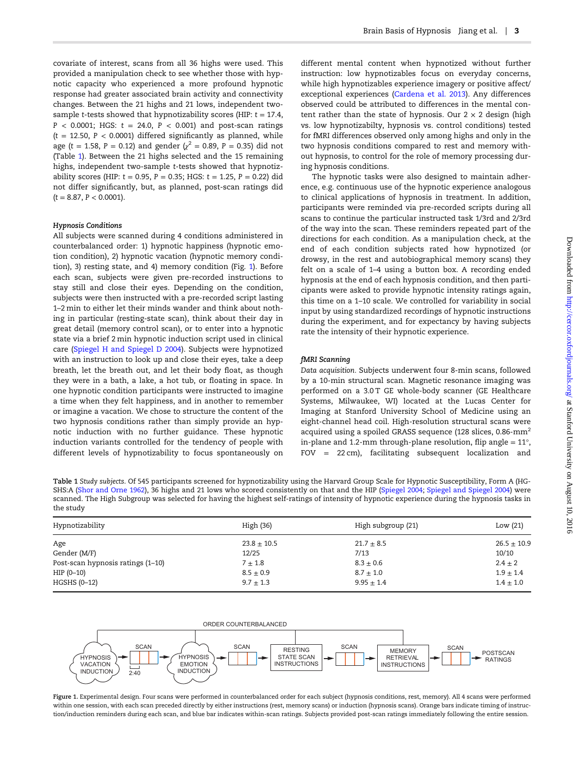covariate of interest, scans from all 36 highs were used. This provided a manipulation check to see whether those with hypnotic capacity who experienced a more profound hypnotic response had greater associated brain activity and connectivity changes. Between the 21 highs and 21 lows, independent two-sample t-tests showed that hypnotizability scores (HIP: $t = 17.4$, $P < 0.0001$; HGS: $t = 24.0$, $P < 0.001$) and post-scan ratings ($t = 12.50$, $P < 0.0001$) differed significantly as planned, while age ($t = 1.58$, $P = 0.12$) and gender ($\chi^2 = 0.89$, $P = 0.35$) did not (Table 1). Between the 21 highs selected and the 15 remaining highs, independent two-sample t-tests showed that hypnotizability scores (HIP: $t = 0.95$, $P = 0.35$; HGS: $t = 1.25$, $P = 0.22$) did not differ significantly, but, as planned, post-scan ratings did ($t = 8.87$, $P < 0.0001$).

#### Hypnosis Conditions

All subjects were scanned during 4 conditions administered in counterbalanced order: 1) hypnotic happiness (hypnotic emotion condition), 2) hypnotic vacation (hypnotic memory condition), 3) resting state, and 4) memory condition (Fig. 1). Before each scan, subjects were given pre-recorded instructions to stay still and close their eyes. Depending on the condition, subjects were then instructed with a pre-recorded script lasting 1–2 min to either let their minds wander and think about nothing in particular (resting-state scan), think about their day in great detail (memory control scan), or to enter into a hypnotic state via a brief 2 min hypnotic induction script used in clinical care (Spiegel H and Spiegel D 2004). Subjects were hypnotized with an instruction to look up and close their eyes, take a deep breath, let the breath out, and let their body float, as though they were in a bath, a lake, a hot tub, or floating in space. In one hypnotic condition participants were instructed to imagine a time when they felt happiness, and in another to remember or imagine a vacation. We chose to structure the content of the two hypnosis conditions rather than simply provide an hypnotic induction with no further guidance. These hypnotic induction variants controlled for the tendency of people with different levels of hypnotizability to focus spontaneously on different mental content when hypnotized without further instruction: low hypnotizables focus on everyday concerns, while high hypnotizables experience imagery or positive affect/exceptional experiences (Cardena et al. 2013). Any differences observed could be attributed to differences in the mental content rather than the state of hypnosis. Our 2 × 2 design (high vs. low hypnotizabilty, hypnosis vs. control conditions) tested for fMRI differences observed only among highs and only in the two hypnosis conditions compared to rest and memory without hypnosis, to control for the role of memory processing during hypnosis conditions.

The hypnotic tasks were also designed to maintain adherence, e.g. continuous use of the hypnotic experience analogous to clinical applications of hypnosis in treatment. In addition, participants were reminded via pre-recorded scripts during all scans to continue the particular instructed task 1/3rd and 2/3rd of the way into the scan. These reminders repeated part of the directions for each condition. As a manipulation check, at the end of each condition subjects rated how hypnotized (or drowsy, in the rest and autobiographical memory scans) they felt on a scale of 1–4 using a button box. A recording ended hypnosis at the end of each hypnosis condition, and then participants were asked to provide hypnotic intensity ratings again, this time on a 1–10 scale. We controlled for variability in social input by using standardized recordings of hypnotic instructions during the experiment, and for expectancy by having subjects rate the intensity of their hypnotic experience.

#### fMRI Scanning

*Data acquisition.* Subjects underwent four 8-min scans, followed by a 10-min structural scan. Magnetic resonance imaging was performed on a 3.0 T GE whole-body scanner (GE Healthcare Systems, Milwaukee, WI) located at the Lucas Center for Imaging at Stanford University School of Medicine using an eight-channel head coil. High-resolution structural scans were acquired using a spoiled GRASS sequence (128 slices, 0.86-mm$^2$ in-plane and 1.2-mm through-plane resolution, flip angle = 11°, FOV = 22 cm), facilitating subsequent localization and

**Table 1** *Study subjects.* Of 545 participants screened for hypnotizability using the Harvard Group Scale for Hypnotic Susceptibility, Form A (HGSHS:A (Shor and Orne 1962), 36 highs and 21 lows who scored consistently on that and the HIP (Spiegel 2004; Spiegel and Spiegel 2004) were scanned. The High Subgroup was selected for having the highest self-ratings of intensity of hypnotic experience during the hypnosis tasks in the study

| Hypnotizability | High (36) | High subgroup (21) | Low (21) |
|---|---|---|---|
| Age | 23.8 ± 10.5 | 21.7 ± 8.5 | 26.5 ± 10.9 |
| Gender (M/F) | 12/25 | 7/13 | 10/10 |
| Post-scan hypnosis ratings (1–10) | 7 ± 1.8 | 8.3 ± 0.6 | 2.4 ± 2 |
| HIP (0–10) | 8.5 ± 0.9 | 8.7 ± 1.0 | 1.9 ± 1.4 |
| HGSHS (0–12) | 9.7 ± 1.3 | 9.95 ± 1.4 | 1.4 ± 1.0 |

**Figure 1.** Experimental design. Four scans were performed in counterbalanced order for each subject (hypnosis conditions, rest, memory). All 4 scans were performed within one session, with each scan preceded directly by either instructions (rest, memory scans) or induction (hypnosis scans). Orange bars indicate timing of instruction/induction reminders during each scan, and blue bar indicates within-scan ratings. Subjects provided post-scan ratings immediately following the entire session.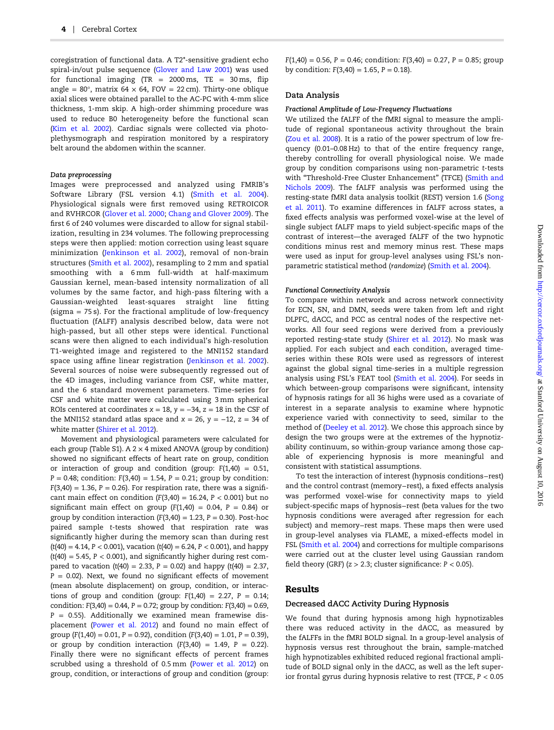coregistration of functional data. A T2*-sensitive gradient echo spiral-in/out pulse sequence (Glover and Law 2001) was used for functional imaging (TR = 2000 ms, TE = 30 ms, flip angle = 80°, matrix 64 × 64, FOV = 22 cm). Thirty-one oblique axial slices were obtained parallel to the AC-PC with 4-mm slice thickness, 1-mm skip. A high-order shimming procedure was used to reduce B0 heterogeneity before the functional scan (Kim et al. 2002). Cardiac signals were collected via photoplethysmograph and respiration monitored by a respiratory belt around the abdomen within the scanner.

#### Data preprocessing

Images were preprocessed and analyzed using FMRIB's Software Library (FSL version 4.1) (Smith et al. 2004). Physiological signals were first removed using RETROICOR and RVHRCOR (Glover et al. 2000; Chang and Glover 2009). The first 6 of 240 volumes were discarded to allow for signal stabilization, resulting in 234 volumes. The following preprocessing steps were then applied: motion correction using least square minimization (Jenkinson et al. 2002), removal of non-brain structures (Smith et al. 2002), resampling to 2 mm and spatial smoothing with a 6 mm full-width at half-maximum Gaussian kernel, mean-based intensity normalization of all volumes by the same factor, and high-pass filtering with a Gaussian-weighted least-squares straight line fitting (sigma = 75 s). For the fractional amplitude of low-frequency fluctuation (fALFF) analysis described below, data were not high-passed, but all other steps were identical. Functional scans were then aligned to each individual's high-resolution T1-weighted image and registered to the MNI152 standard space using affine linear registration (Jenkinson et al. 2002). Several sources of noise were subsequently regressed out of the 4D images, including variance from CSF, white matter, and the 6 standard movement parameters. Time-series for CSF and white matter were calculated using 3 mm spherical ROIs centered at coordinates $x = 18$, $y = -34$, $z = 18$ in the CSF of the MNI152 standard atlas space and $x = 26$, $y = -12$, $z = 34$ of white matter (Shirer et al. 2012).

Movement and physiological parameters were calculated for each group (Table S1). A 2 × 4 mixed ANOVA (group by condition) showed no significant effects of heart rate on group, condition or interaction of group and condition (group: $F(1,40) = 0.51$, $P = 0.48$; condition: $F(3,40) = 1.54$, $P = 0.21$; group by condition: $F(3,40) = 1.36$, $P = 0.26$). For respiration rate, there was a significant main effect on condition ($F(3,40) = 16.24$, $P < 0.001$) but no significant main effect on group ($F(1,40) = 0.04$, $P = 0.84$) or group by condition interaction ($F(3,40) = 1.23$, $P = 0.30$). Post-hoc paired sample t-tests showed that respiration rate was significantly higher during the memory scan than during rest ($t(40) = 4.14$, $P < 0.001$), vacation ($t(40) = 6.24$, $P < 0.001$), and happy ($t(40) = 5.45$, $P < 0.001$), and significantly higher during rest compared to vacation ($t(40) = 2.33$, $P = 0.02$) and happy ($t(40) = 2.37$, $P = 0.02$). Next, we found no significant effects of movement (mean absolute displacement) on group, condition, or interactions of group and condition (group: $F(1,40) = 2.27$, $P = 0.14$; condition: $F(3,40) = 0.44$, $P = 0.72$; group by condition: $F(3,40) = 0.69$, $P = 0.55$). Additionally we examined mean framewise displacement (Power et al. 2012) and found no main effect of group ($F(1,40) = 0.01$, $P = 0.92$), condition ($F(3,40) = 1.01$, $P = 0.39$), or group by condition interaction ($F(3,40) = 1.49$, $P = 0.22$). Finally there were no significant effects of percent frames scrubbed using a threshold of 0.5 mm (Power et al. 2012) on group, condition, or interactions of group and condition (group: $F(1,40) = 0.56$, $P = 0.46$; condition: $F(3,40) = 0.27$, $P = 0.85$; group by condition: $F(3,40) = 1.65$, $P = 0.18$).

### Data Analysis

#### Fractional Amplitude of Low-Frequency Fluctuations

We utilized the fALFF of the fMRI signal to measure the amplitude of regional spontaneous activity throughout the brain (Zou et al. 2008). It is a ratio of the power spectrum of low frequency (0.01–0.08 Hz) to that of the entire frequency range, thereby controlling for overall physiological noise. We made group by condition comparisons using non-parametric t-tests with "Threshold-Free Cluster Enhancement" (TFCE) (Smith and Nichols 2009). The fALFF analysis was performed using the resting-state fMRI data analysis toolkit (REST) version 1.6 (Song et al. 2011). To examine differences in fALFF across states, a fixed effects analysis was performed voxel-wise at the level of single subject fALFF maps to yield subject-specific maps of the contrast of interest—the averaged fALFF of the two hypnotic conditions minus rest and memory minus rest. These maps were used as input for group-level analyses using FSL's non-parametric statistical method (*randomize*) (Smith et al. 2004).

#### Functional Connectivity Analysis

To compare within network and across network connectivity for ECN, SN, and DMN, seeds were taken from left and right DLPFC, dACC, and PCC as central nodes of the respective networks. All four seed regions were derived from a previously reported resting-state study (Shirer et al. 2012). No mask was applied. For each subject and each condition, averaged time-series within these ROIs were used as regressors of interest against the global signal time-series in a multiple regression analysis using FSL's FEAT tool (Smith et al. 2004). For seeds in which between-group comparisons were significant, intensity of hypnosis ratings for all 36 highs were used as a covariate of interest in a separate analysis to examine where hypnotic experience varied with connectivity to seed, similar to the method of (Deeley et al. 2012). We chose this approach since by design the two groups were at the extremes of the hypnotizability continuum, so within-group variance among those capable of experiencing hypnosis is more meaningful and consistent with statistical assumptions.

To test the interaction of interest (hypnosis conditions–rest) and the control contrast (memory–rest), a fixed effects analysis was performed voxel-wise for connectivity maps to yield subject-specific maps of hypnosis–rest (beta values for the two hypnosis conditions were averaged after regression for each subject) and memory–rest maps. These maps then were used in group-level analyses via FLAME, a mixed-effects model in FSL (Smith et al. 2004) and corrections for multiple comparisons were carried out at the cluster level using Gaussian random field theory (GRF) ($z > 2.3$; cluster significance: $P < 0.05$).

## Results

### Decreased dACC Activity During Hypnosis

We found that during hypnosis among high hypnotizables there was reduced activity in the dACC, as measured by the fALFFs in the fMRI BOLD signal. In a group-level analysis of hypnosis versus rest throughout the brain, sample-matched high hypnotizables exhibited reduced regional fractional amplitude of BOLD signal only in the dACC, as well as the left superior frontal gyrus during hypnosis relative to rest (TFCE, $P < 0.05$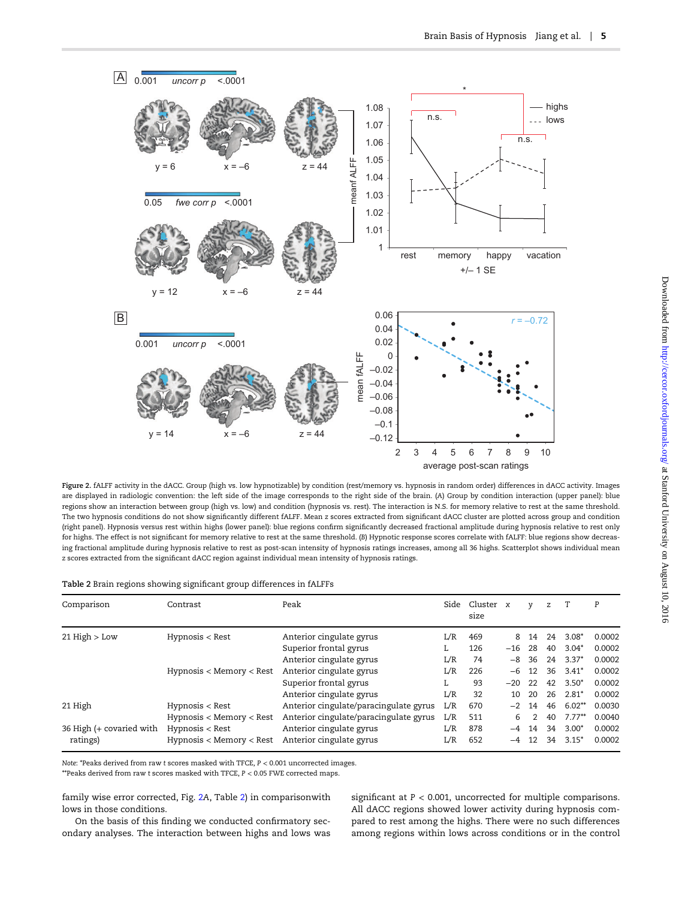Figure 2. fALFF activity in the dACC. Group (high vs. low hypnotizable) by condition (rest/memory vs. hypnosis in random order) differences in dACC activity. Images are displayed in radiologic convention: the left side of the image corresponds to the right side of the brain. (A) Group by condition interaction (upper panel): blue regions show an interaction between group (high vs. low) and condition (hypnosis vs. rest). The interaction is N.S. for memory relative to rest at the same threshold. The two hypnosis conditions do not show significantly different fALFF. Mean z scores extracted from significant dACC cluster are plotted across group and condition (right panel). Hypnosis versus rest within highs (lower panel): blue regions confirm significantly decreased fractional amplitude during hypnosis relative to rest only for highs. The effect is not significant for memory relative to rest at the same threshold. (B) Hypnotic response scores correlate with fALFF: blue regions show decreasing fractional amplitude during hypnosis relative to rest as post-scan intensity of hypnosis ratings increases, among all 36 highs. Scatterplot shows individual mean z scores extracted from the significant dACC region against individual mean intensity of hypnosis ratings.

Table 2 Brain regions showing significant group differences in fALFFs

| Comparison | Contrast | Peak | Side | Cluster size | x | y | z | T | P |
|---|---|---|---|---|---|---|---|---|---|
| 21 High > Low | Hypnosis < Rest | Anterior cingulate gyrus | L/R | 469 | 8 | 14 | 24 | 3.08* | 0.0002 |
| | | Superior frontal gyrus | L | 126 | −16 | 28 | 40 | 3.04* | 0.0002 |
| | | Anterior cingulate gyrus | L/R | 74 | −8 | 36 | 24 | 3.37* | 0.0002 |
| | Hypnosis < Memory < Rest | Anterior cingulate gyrus | L/R | 226 | −6 | 12 | 36 | 3.41* | 0.0002 |
| | | Superior frontal gyrus | L | 93 | −20 | 22 | 42 | 3.50* | 0.0002 |
| | | Anterior cingulate gyrus | L/R | 32 | 10 | 20 | 26 | 2.81* | 0.0002 |
| 21 High | Hypnosis < Rest | Anterior cingulate/paracingulate gyrus | L/R | 670 | −2 | 14 | 46 | 6.02** | 0.0030 |
| | Hypnosis < Memory < Rest | Anterior cingulate/paracingulate gyrus | L/R | 511 | 6 | 2 | 40 | 7.77** | 0.0040 |
| 36 High (+ covaried with ratings) | Hypnosis < Rest | Anterior cingulate gyrus | L/R | 878 | −4 | 14 | 34 | 3.00* | 0.0002 |
| | Hypnosis < Memory < Rest | Anterior cingulate gyrus | L/R | 652 | −4 | 12 | 34 | 3.15* | 0.0002 |

Note: *Peaks derived from raw t scores masked with TFCE, $P < 0.001$ uncorrected images.
**Peaks derived from raw t scores masked with TFCE, $P < 0.05$ FWE corrected maps.

family wise error corrected, Fig. 2A, Table 2) in comparisonwith lows in those conditions.

On the basis of this finding we conducted confirmatory secondary analyses. The interaction between highs and lows was significant at $P < 0.001$, uncorrected for multiple comparisons. All dACC regions showed lower activity during hypnosis compared to rest among the highs. There were no such differences among regions within lows across conditions or in the control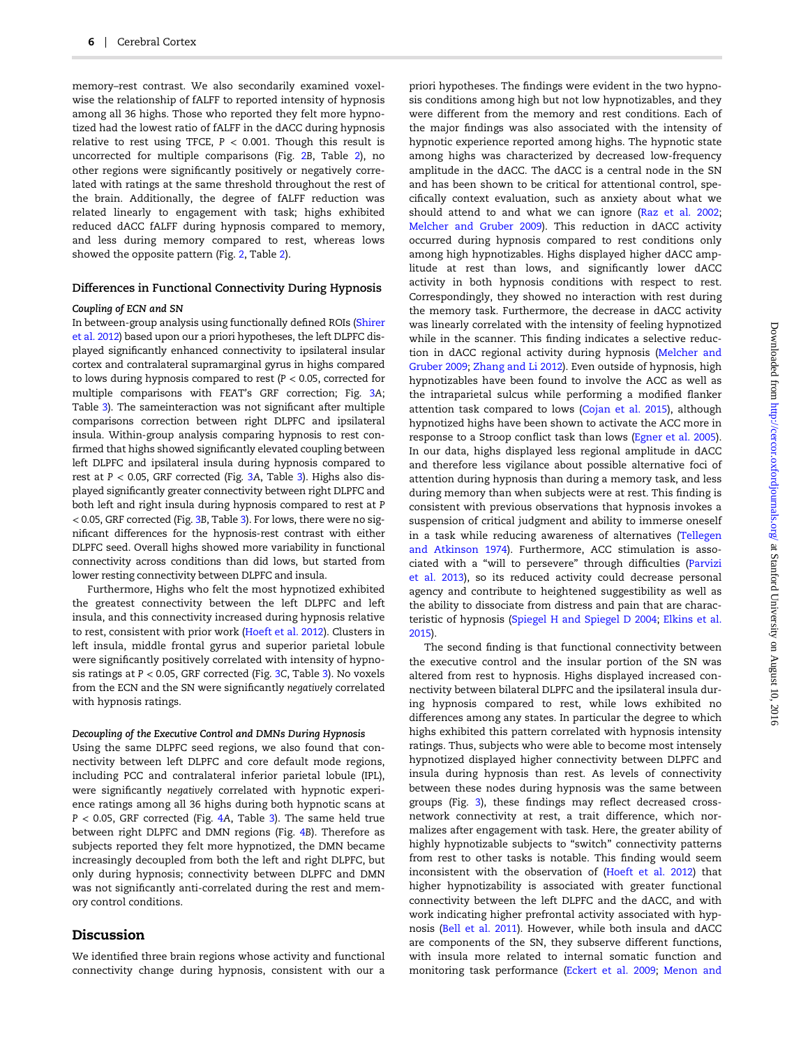memory–rest contrast. We also secondarily examined voxel-wise the relationship of fALFF to reported intensity of hypnosis among all 36 highs. Those who reported they felt more hypnotized had the lowest ratio of fALFF in the dACC during hypnosis relative to rest using TFCE, $P < 0.001$. Though this result is uncorrected for multiple comparisons (Fig. 2B, Table 2), no other regions were significantly positively or negatively correlated with ratings at the same threshold throughout the rest of the brain. Additionally, the degree of fALFF reduction was related linearly to engagement with task; highs exhibited reduced dACC fALFF during hypnosis compared to memory, and less during memory compared to rest, whereas lows showed the opposite pattern (Fig. 2, Table 2).

### Differences in Functional Connectivity During Hypnosis

#### *Coupling of ECN and SN*

In between-group analysis using functionally defined ROIs (Shirer et al. 2012) based upon our a priori hypotheses, the left DLPFC displayed significantly enhanced connectivity to ipsilateral insular cortex and contralateral supramarginal gyrus in highs compared to lows during hypnosis compared to rest ($P < 0.05$, corrected for multiple comparisons with FEAT's GRF correction; Fig. 3A; Table 3). The sameinteraction was not significant after multiple comparisons correction between right DLPFC and ipsilateral insula. Within-group analysis comparing hypnosis to rest confirmed that highs showed significantly elevated coupling between left DLPFC and ipsilateral insula during hypnosis compared to rest at $P < 0.05$, GRF corrected (Fig. 3A, Table 3). Highs also displayed significantly greater connectivity between right DLPFC and both left and right insula during hypnosis compared to rest at $P < 0.05$, GRF corrected (Fig. 3B, Table 3). For lows, there were no significant differences for the hypnosis-rest contrast with either DLPFC seed. Overall highs showed more variability in functional connectivity across conditions than did lows, but started from lower resting connectivity between DLPFC and insula.

Furthermore, Highs who felt the most hypnotized exhibited the greatest connectivity between the left DLPFC and left insula, and this connectivity increased during hypnosis relative to rest, consistent with prior work (Hoeft et al. 2012). Clusters in left insula, middle frontal gyrus and superior parietal lobule were significantly positively correlated with intensity of hypnosis ratings at $P < 0.05$, GRF corrected (Fig. 3C, Table 3). No voxels from the ECN and the SN were significantly *negatively* correlated with hypnosis ratings.

#### *Decoupling of the Executive Control and DMNs During Hypnosis*

Using the same DLPFC seed regions, we also found that connectivity between left DLPFC and core default mode regions, including PCC and contralateral inferior parietal lobule (IPL), were significantly *negatively* correlated with hypnotic experience ratings among all 36 highs during both hypnotic scans at $P < 0.05$, GRF corrected (Fig. 4A, Table 3). The same held true between right DLPFC and DMN regions (Fig. 4B). Therefore as subjects reported they felt more hypnotized, the DMN became increasingly decoupled from both the left and right DLPFC, but only during hypnosis; connectivity between DLPFC and DMN was not significantly anti-correlated during the rest and memory control conditions.

## Discussion

We identified three brain regions whose activity and functional connectivity change during hypnosis, consistent with our a priori hypotheses. The findings were evident in the two hypnosis conditions among high but not low hypnotizables, and they were different from the memory and rest conditions. Each of the major findings was also associated with the intensity of hypnotic experience reported among highs. The hypnotic state among highs was characterized by decreased low-frequency amplitude in the dACC. The dACC is a central node in the SN and has been shown to be critical for attentional control, specifically context evaluation, such as anxiety about what we should attend to and what we can ignore (Raz et al. 2002; Melcher and Gruber 2009). This reduction in dACC activity occurred during hypnosis compared to rest conditions only among high hypnotizables. Highs displayed higher dACC amplitude at rest than lows, and significantly lower dACC activity in both hypnosis conditions with respect to rest. Correspondingly, they showed no interaction with rest during the memory task. Furthermore, the decrease in dACC activity was linearly correlated with the intensity of feeling hypnotized while in the scanner. This finding indicates a selective reduction in dACC regional activity during hypnosis (Melcher and Gruber 2009; Zhang and Li 2012). Even outside of hypnosis, high hypnotizables have been found to involve the ACC as well as the intraparietal sulcus while performing a modified flanker attention task compared to lows (Cojan et al. 2015), although hypnotized highs have been shown to activate the ACC more in response to a Stroop conflict task than lows (Egner et al. 2005). In our data, highs displayed less regional amplitude in dACC and therefore less vigilance about possible alternative foci of attention during hypnosis than during a memory task, and less during memory than when subjects were at rest. This finding is consistent with previous observations that hypnosis invokes a suspension of critical judgment and ability to immerse oneself in a task while reducing awareness of alternatives (Tellegen and Atkinson 1974). Furthermore, ACC stimulation is associated with a "will to persevere" through difficulties (Parvizi et al. 2013), so its reduced activity could decrease personal agency and contribute to heightened suggestibility as well as the ability to dissociate from distress and pain that are characteristic of hypnosis (Spiegel H and Spiegel D 2004; Elkins et al. 2015).

The second finding is that functional connectivity between the executive control and the insular portion of the SN was altered from rest to hypnosis. Highs displayed increased connectivity between bilateral DLPFC and the ipsilateral insula during hypnosis compared to rest, while lows exhibited no differences among any states. In particular the degree to which highs exhibited this pattern correlated with hypnosis intensity ratings. Thus, subjects who were able to become most intensely hypnotized displayed higher connectivity between DLPFC and insula during hypnosis than rest. As levels of connectivity between these nodes during hypnosis was the same between groups (Fig. 3), these findings may reflect decreased cross-network connectivity at rest, a trait difference, which normalizes after engagement with task. Here, the greater ability of highly hypnotizable subjects to "switch" connectivity patterns from rest to other tasks is notable. This finding would seem inconsistent with the observation of (Hoeft et al. 2012) that higher hypnotizability is associated with greater functional connectivity between the left DLPFC and the dACC, and with work indicating higher prefrontal activity associated with hypnosis (Bell et al. 2011). However, while both insula and dACC are components of the SN, they subserve different functions, with insula more related to internal somatic function and monitoring task performance (Eckert et al. 2009; Menon and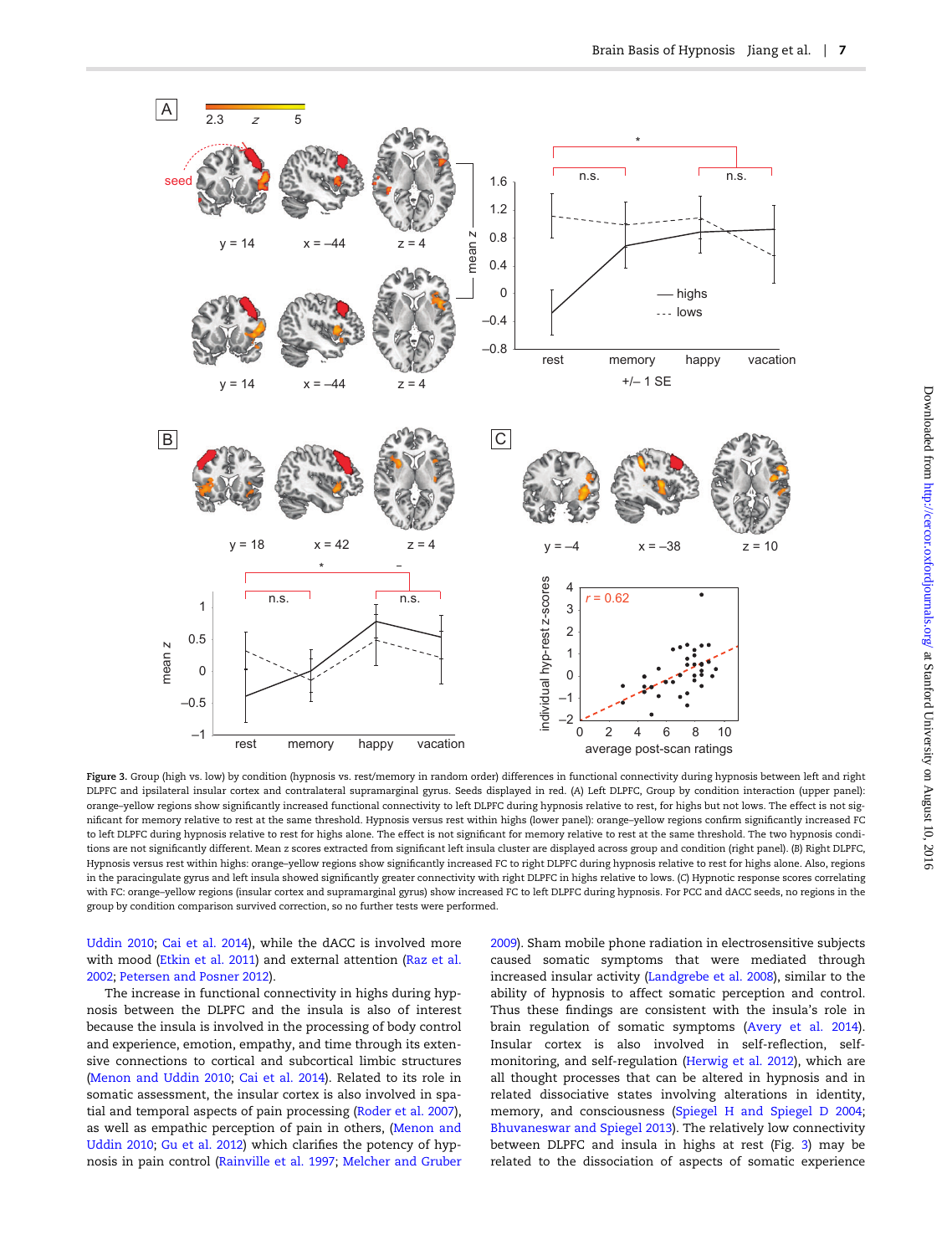**Figure 3.** Group (high vs. low) by condition (hypnosis vs. rest/memory in random order) differences in functional connectivity during hypnosis between left and right DLPFC and ipsilateral insular cortex and contralateral supramarginal gyrus. Seeds displayed in red. (A) Left DLPFC, Group by condition interaction (upper panel): orange–yellow regions show significantly increased functional connectivity to left DLPFC during hypnosis relative to rest, for highs but not lows. The effect is not significant for memory relative to rest at the same threshold. Hypnosis versus rest within highs (lower panel): orange–yellow regions confirm significantly increased FC to left DLPFC during hypnosis relative to rest for highs alone. The effect is not significant for memory relative to rest at the same threshold. The two hypnosis conditions are not significantly different. Mean z scores extracted from significant left insula cluster are displayed across group and condition (right panel). (B) Right DLPFC, Hypnosis versus rest within highs: orange–yellow regions show significantly increased FC to right DLPFC during hypnosis relative to rest for highs alone. Also, regions in the paracingulate gyrus and left insula showed significantly greater connectivity with right DLPFC in highs relative to lows. (C) Hypnotic response scores correlating with FC: orange–yellow regions (insular cortex and supramarginal gyrus) show increased FC to left DLPFC during hypnosis. For PCC and dACC seeds, no regions in the group by condition comparison survived correction, so no further tests were performed.

Uddin 2010; Cai et al. 2014), while the dACC is involved more with mood (Etkin et al. 2011) and external attention (Raz et al. 2002; Petersen and Posner 2012).

The increase in functional connectivity in highs during hypnosis between the DLPFC and the insula is also of interest because the insula is involved in the processing of body control and experience, emotion, empathy, and time through its extensive connections to cortical and subcortical limbic structures (Menon and Uddin 2010; Cai et al. 2014). Related to its role in somatic assessment, the insular cortex is also involved in spatial and temporal aspects of pain processing (Roder et al. 2007), as well as empathic perception of pain in others, (Menon and Uddin 2010; Gu et al. 2012) which clarifies the potency of hypnosis in pain control (Rainville et al. 1997; Melcher and Gruber 2009). Sham mobile phone radiation in electrosensitive subjects caused somatic symptoms that were mediated through increased insular activity (Landgrebe et al. 2008), similar to the ability of hypnosis to affect somatic perception and control. Thus these findings are consistent with the insula's role in brain regulation of somatic symptoms (Avery et al. 2014). Insular cortex is also involved in self-reflection, self-monitoring, and self-regulation (Herwig et al. 2012), which are all thought processes that can be altered in hypnosis and in related dissociative states involving alterations in identity, memory, and consciousness (Spiegel H and Spiegel D 2004; Bhuvaneswar and Spiegel 2013). The relatively low connectivity between DLPFC and insula in highs at rest (Fig. 3) may be related to the dissociation of aspects of somatic experience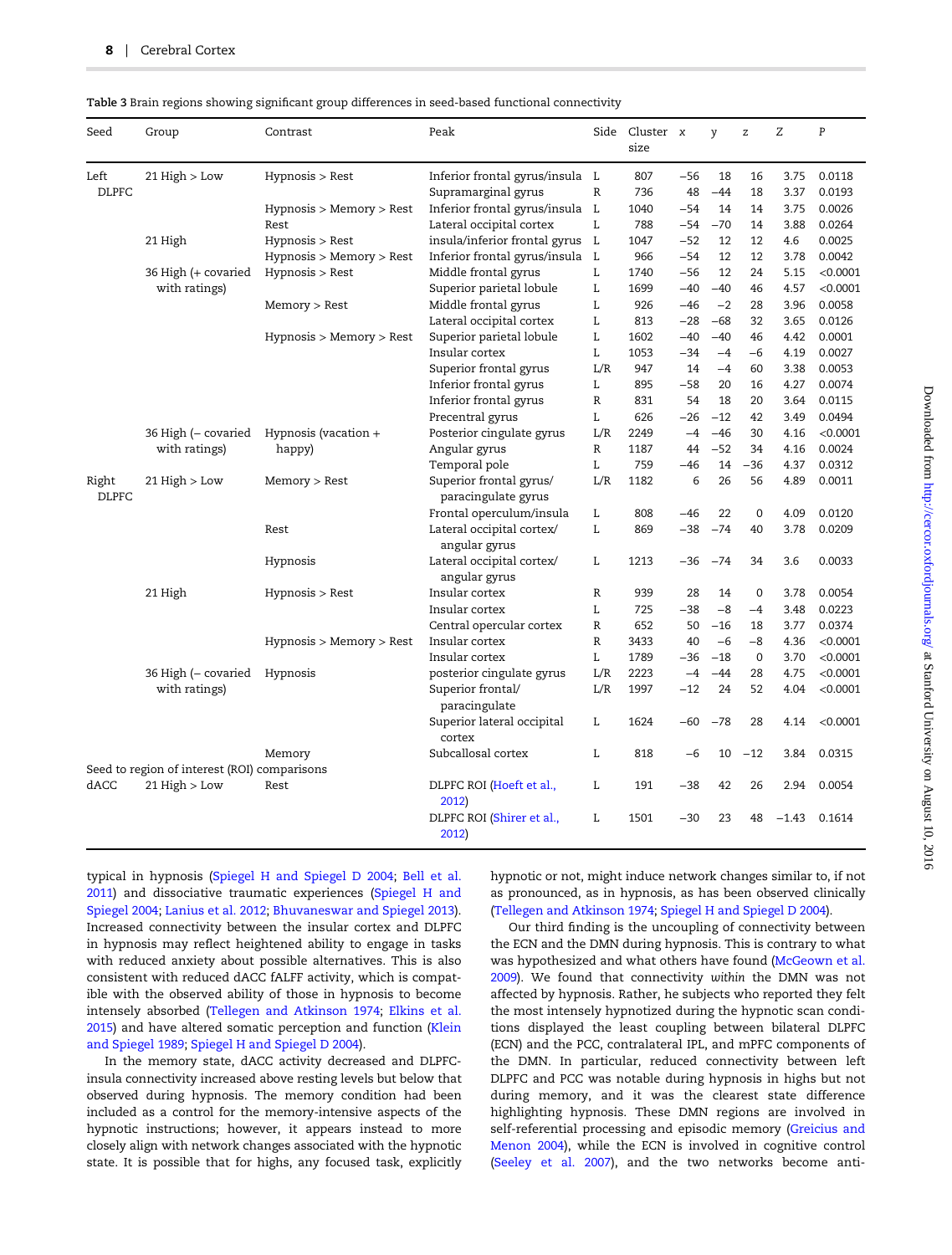Table 3 Brain regions showing significant group differences in seed-based functional connectivity

| Seed | Group | Contrast | Peak | Side | Cluster size | x | y | z | Z | P |
|---|---|---|---|---|---|---|---|---|---|---|
| Left DLPFC | 21 High > Low | Hypnosis > Rest | Inferior frontal gyrus/insula | L | 807 | −56 | 18 | 16 | 3.75 | 0.0118 |
| | | | Supramarginal gyrus | R | 736 | 48 | −44 | 18 | 3.37 | 0.0193 |
| | | Hypnosis > Memory > Rest | Inferior frontal gyrus/insula | L | 1040 | −54 | 14 | 14 | 3.75 | 0.0026 |
| | | Rest | Lateral occipital cortex | L | 788 | −54 | −70 | 14 | 3.88 | 0.0264 |
| | 21 High | Hypnosis > Rest | insula/inferior frontal gyrus | L | 1047 | −52 | 12 | 12 | 4.6 | 0.0025 |
| | | Hypnosis > Memory > Rest | Inferior frontal gyrus/insula | L | 966 | −54 | 12 | 12 | 3.78 | 0.0042 |
| | 36 High (+ covaried with ratings) | Hypnosis > Rest | Middle frontal gyrus | L | 1740 | −56 | 12 | 24 | 5.15 | <0.0001 |
| | | | Superior parietal lobule | L | 1699 | −40 | −40 | 46 | 4.57 | <0.0001 |
| | | Memory > Rest | Middle frontal gyrus | L | 926 | −46 | −2 | 28 | 3.96 | 0.0058 |
| | | | Lateral occipital cortex | L | 813 | −28 | −68 | 32 | 3.65 | 0.0126 |
| | | Hypnosis > Memory > Rest | Superior parietal lobule | L | 1602 | −40 | −40 | 46 | 4.42 | 0.0001 |
| | | | Insular cortex | L | 1053 | −34 | −4 | −6 | 4.19 | 0.0027 |
| | | | Superior frontal gyrus | L/R | 947 | 14 | −4 | 60 | 3.38 | 0.0053 |
| | | | Inferior frontal gyrus | L | 895 | −58 | 20 | 16 | 4.27 | 0.0074 |
| | | | Inferior frontal gyrus | R | 831 | 54 | 18 | 20 | 3.64 | 0.0115 |
| | | | Precentral gyrus | L | 626 | −26 | −12 | 42 | 3.49 | 0.0494 |
| | 36 High (− covaried with ratings) | Hypnosis (vacation + happy) | Posterior cingulate gyrus | L/R | 2249 | −4 | −46 | 30 | 4.16 | <0.0001 |
| | | | Angular gyrus | R | 1187 | 44 | −52 | 34 | 4.16 | 0.0024 |
| | | | Temporal pole | L | 759 | −46 | 14 | −36 | 4.37 | 0.0312 |
| Right DLPFC | 21 High > Low | Memory > Rest | Superior frontal gyrus/ paracingulate gyrus | L/R | 1182 | 6 | 26 | 56 | 4.89 | 0.0011 |
| | | | Frontal operculum/insula | L | 808 | −46 | 22 | 0 | 4.09 | 0.0120 |
| | | Rest | Lateral occipital cortex/ angular gyrus | L | 869 | −38 | −74 | 40 | 3.78 | 0.0209 |
| | | Hypnosis | Lateral occipital cortex/ angular gyrus | L | 1213 | −36 | −74 | 34 | 3.6 | 0.0033 |
| | 21 High | Hypnosis > Rest | Insular cortex | R | 939 | 28 | 14 | 0 | 3.78 | 0.0054 |
| | | | Insular cortex | L | 725 | −38 | −8 | −4 | 3.48 | 0.0223 |
| | | | Central opercular cortex | R | 652 | 50 | −16 | 18 | 3.77 | 0.0374 |
| | | Hypnosis > Memory > Rest | Insular cortex | R | 3433 | 40 | −6 | −8 | 4.36 | <0.0001 |
| | | | Insular cortex | L | 1789 | −36 | −18 | 0 | 3.70 | <0.0001 |
| | 36 High (− covaried with ratings) | Hypnosis | posterior cingulate gyrus | L/R | 2223 | −4 | −44 | 28 | 4.75 | <0.0001 |
| | | | Superior frontal/ paracingulate | L/R | 1997 | −12 | 24 | 52 | 4.04 | <0.0001 |
| | | | Superior lateral occipital cortex | L | 1624 | −60 | −78 | 28 | 4.14 | <0.0001 |
| | | Memory | Subcallosal cortex | L | 818 | −6 | 10 | −12 | 3.84 | 0.0315 |
| Seed to region of interest (ROI) comparisons | | | | | | | | | | |
| dACC | 21 High > Low | Rest | DLPFC ROI (Hoeft et al., 2012) | L | 191 | −38 | 42 | 26 | 2.94 | 0.0054 |
| | | | DLPFC ROI (Shirer et al., 2012) | L | 1501 | −30 | 23 | 48 | −1.43 | 0.1614 |

typical in hypnosis (Spiegel H and Spiegel D 2004; Bell et al. 2011) and dissociative traumatic experiences (Spiegel H and Spiegel 2004; Lanius et al. 2012; Bhuvaneswar and Spiegel 2013). Increased connectivity between the insular cortex and DLPFC in hypnosis may reflect heightened ability to engage in tasks with reduced anxiety about possible alternatives. This is also consistent with reduced dACC fALFF activity, which is compatible with the observed ability of those in hypnosis to become intensely absorbed (Tellegen and Atkinson 1974; Elkins et al. 2015) and have altered somatic perception and function (Klein and Spiegel 1989; Spiegel H and Spiegel D 2004).

In the memory state, dACC activity decreased and DLPFC-insula connectivity increased above resting levels but below that observed during hypnosis. The memory condition had been included as a control for the memory-intensive aspects of the hypnotic instructions; however, it appears instead to more closely align with network changes associated with the hypnotic state. It is possible that for highs, any focused task, explicitly hypnotic or not, might induce network changes similar to, if not as pronounced, as in hypnosis, as has been observed clinically (Tellegen and Atkinson 1974; Spiegel H and Spiegel D 2004).

Our third finding is the uncoupling of connectivity between the ECN and the DMN during hypnosis. This is contrary to what was hypothesized and what others have found (McGeown et al. 2009). We found that connectivity *within* the DMN was not affected by hypnosis. Rather, he subjects who reported they felt the most intensely hypnotized during the hypnotic scan conditions displayed the least coupling between bilateral DLPFC (ECN) and the PCC, contralateral IPL, and mPFC components of the DMN. In particular, reduced connectivity between left DLPFC and PCC was notable during hypnosis in highs but not during memory, and it was the clearest state difference highlighting hypnosis. These DMN regions are involved in self-referential processing and episodic memory (Greicius and Menon 2004), while the ECN is involved in cognitive control (Seeley et al. 2007), and the two networks become anti-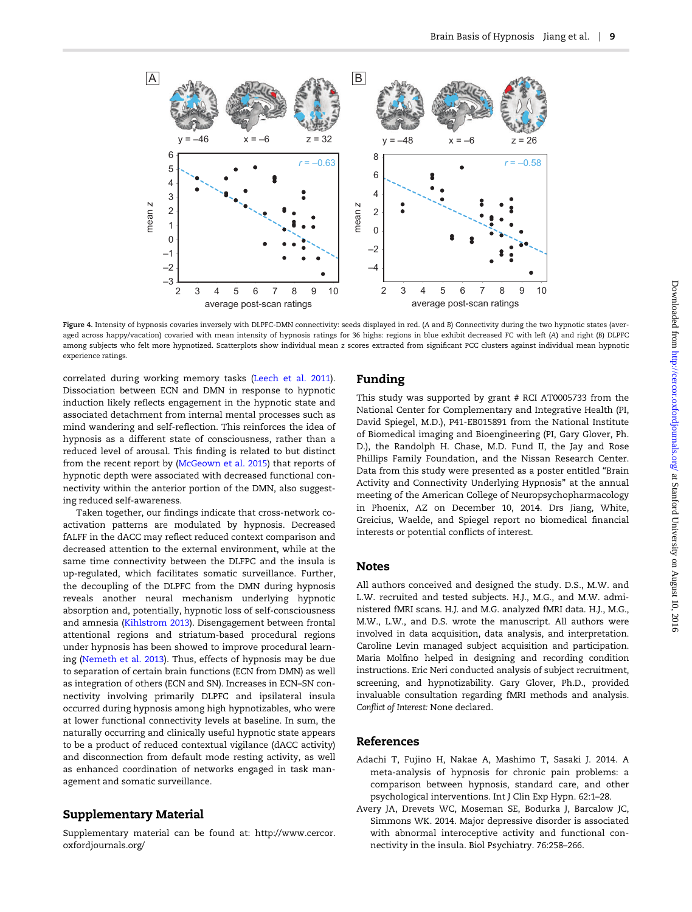**Figure 4.** Intensity of hypnosis covaries inversely with DLPFC-DMN connectivity: seeds displayed in red. (A and B) Connectivity during the two hypnotic states (averaged across happy/vacation) covaried with mean intensity of hypnosis ratings for 36 highs: regions in blue exhibit decreased FC with left (A) and right (B) DLPFC among subjects who felt more hypnotized. Scatterplots show individual mean z scores extracted from significant PCC clusters against individual mean hypnotic experience ratings.

correlated during working memory tasks (Leech et al. 2011). Dissociation between ECN and DMN in response to hypnotic induction likely reflects engagement in the hypnotic state and associated detachment from internal mental processes such as mind wandering and self-reflection. This reinforces the idea of hypnosis as a different state of consciousness, rather than a reduced level of arousal. This finding is related to but distinct from the recent report by (McGeown et al. 2015) that reports of hypnotic depth were associated with decreased functional connectivity within the anterior portion of the DMN, also suggesting reduced self-awareness.

Taken together, our findings indicate that cross-network co-activation patterns are modulated by hypnosis. Decreased fALFF in the dACC may reflect reduced context comparison and decreased attention to the external environment, while at the same time connectivity between the DLFPC and the insula is up-regulated, which facilitates somatic surveillance. Further, the decoupling of the DLFPC from the DMN during hypnosis reveals another neural mechanism underlying hypnotic absorption and, potentially, hypnotic loss of self-consciousness and amnesia (Kihlstrom 2013). Disengagement between frontal attentional regions and striatum-based procedural regions under hypnosis has been showed to improve procedural learning (Nemeth et al. 2013). Thus, effects of hypnosis may be due to separation of certain brain functions (ECN from DMN) as well as integration of others (ECN and SN). Increases in ECN–SN connectivity involving primarily DLPFC and ipsilateral insula occurred during hypnosis among high hypnotizables, who were at lower functional connectivity levels at baseline. In sum, the naturally occurring and clinically useful hypnotic state appears to be a product of reduced contextual vigilance (dACC activity) and disconnection from default mode resting activity, as well as enhanced coordination of networks engaged in task management and somatic surveillance.

## Supplementary Material

Supplementary material can be found at: http://www.cercor.oxfordjournals.org/

## Funding

This study was supported by grant # RCI AT0005733 from the National Center for Complementary and Integrative Health (PI, David Spiegel, M.D.), P41-EB015891 from the National Institute of Biomedical imaging and Bioengineering (PI, Gary Glover, Ph. D.), the Randolph H. Chase, M.D. Fund II, the Jay and Rose Phillips Family Foundation, and the Nissan Research Center. Data from this study were presented as a poster entitled "Brain Activity and Connectivity Underlying Hypnosis" at the annual meeting of the American College of Neuropsychopharmacology in Phoenix, AZ on December 10, 2014. Drs Jiang, White, Greicius, Waelde, and Spiegel report no biomedical financial interests or potential conflicts of interest.

## Notes

All authors conceived and designed the study. D.S., M.W. and L.W. recruited and tested subjects. H.J., M.G., and M.W. administered fMRI scans. H.J. and M.G. analyzed fMRI data. H.J., M.G., M.W., L.W., and D.S. wrote the manuscript. All authors were involved in data acquisition, data analysis, and interpretation. Caroline Levin managed subject acquisition and participation. Maria Molfino helped in designing and recording condition instructions. Eric Neri conducted analysis of subject recruitment, screening, and hypnotizability. Gary Glover, Ph.D., provided invaluable consultation regarding fMRI methods and analysis. *Conflict of Interest:* None declared.

## References

Adachi T, Fujino H, Nakae A, Mashimo T, Sasaki J. 2014. A meta-analysis of hypnosis for chronic pain problems: a comparison between hypnosis, standard care, and other psychological interventions. Int J Clin Exp Hypn. 62:1–28.

Avery JA, Drevets WC, Moseman SE, Bodurka J, Barcalow JC, Simmons WK. 2014. Major depressive disorder is associated with abnormal interoceptive activity and functional connectivity in the insula. Biol Psychiatry. 76:258–266.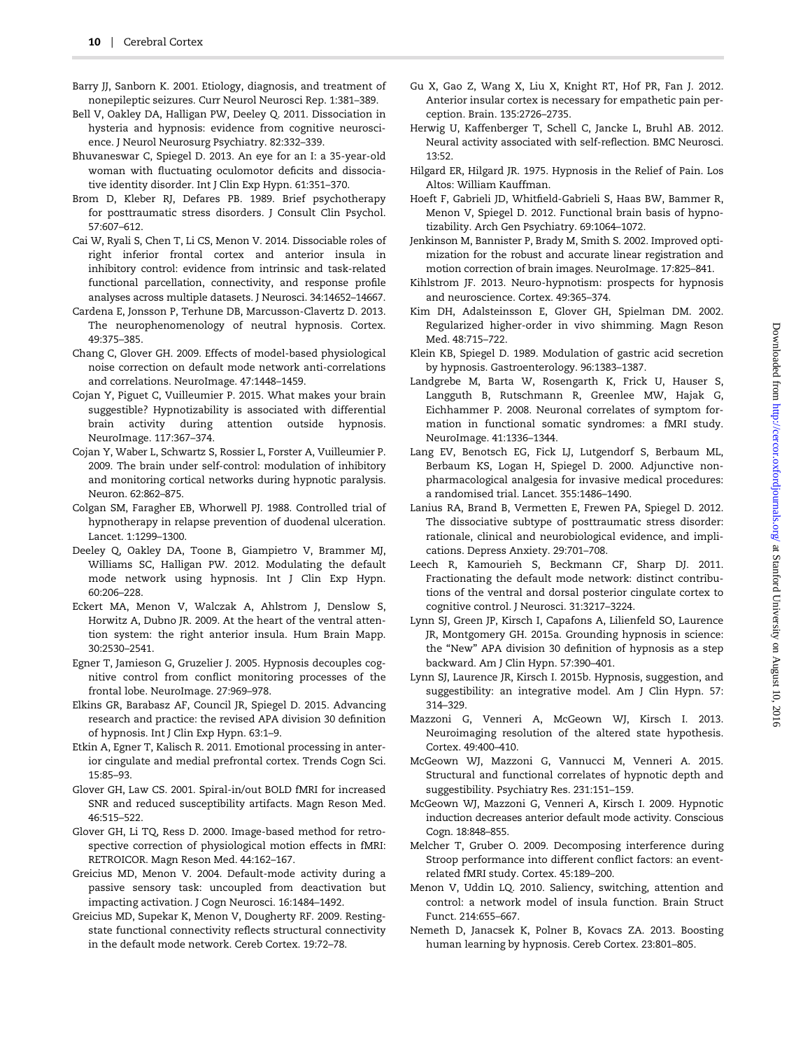Barry JJ, Sanborn K. 2001. Etiology, diagnosis, and treatment of nonepileptic seizures. Curr Neurol Neurosci Rep. 1:381–389.

Bell V, Oakley DA, Halligan PW, Deeley Q. 2011. Dissociation in hysteria and hypnosis: evidence from cognitive neuroscience. J Neurol Neurosurg Psychiatry. 82:332–339.

Bhuvaneswar C, Spiegel D. 2013. An eye for an I: a 35-year-old woman with fluctuating oculomotor deficits and dissociative identity disorder. Int J Clin Exp Hypn. 61:351–370.

Brom D, Kleber RJ, Defares PB. 1989. Brief psychotherapy for posttraumatic stress disorders. J Consult Clin Psychol. 57:607–612.

Cai W, Ryali S, Chen T, Li CS, Menon V. 2014. Dissociable roles of right inferior frontal cortex and anterior insula in inhibitory control: evidence from intrinsic and task-related functional parcellation, connectivity, and response profile analyses across multiple datasets. J Neurosci. 34:14652–14667.

Cardena E, Jonsson P, Terhune DB, Marcusson-Clavertz D. 2013. The neurophenomenology of neutral hypnosis. Cortex. 49:375–385.

Chang C, Glover GH. 2009. Effects of model-based physiological noise correction on default mode network anti-correlations and correlations. NeuroImage. 47:1448–1459.

Cojan Y, Piguet C, Vuilleumier P. 2015. What makes your brain suggestible? Hypnotizability is associated with differential brain activity during attention outside hypnosis. NeuroImage. 117:367–374.

Cojan Y, Waber L, Schwartz S, Rossier L, Forster A, Vuilleumier P. 2009. The brain under self-control: modulation of inhibitory and monitoring cortical networks during hypnotic paralysis. Neuron. 62:862–875.

Colgan SM, Faragher EB, Whorwell PJ. 1988. Controlled trial of hypnotherapy in relapse prevention of duodenal ulceration. Lancet. 1:1299–1300.

Deeley Q, Oakley DA, Toone B, Giampietro V, Brammer MJ, Williams SC, Halligan PW. 2012. Modulating the default mode network using hypnosis. Int J Clin Exp Hypn. 60:206–228.

Eckert MA, Menon V, Walczak A, Ahlstrom J, Denslow S, Horwitz A, Dubno JR. 2009. At the heart of the ventral attention system: the right anterior insula. Hum Brain Mapp. 30:2530–2541.

Egner T, Jamieson G, Gruzelier J. 2005. Hypnosis decouples cognitive control from conflict monitoring processes of the frontal lobe. NeuroImage. 27:969–978.

Elkins GR, Barabasz AF, Council JR, Spiegel D. 2015. Advancing research and practice: the revised APA division 30 definition of hypnosis. Int J Clin Exp Hypn. 63:1–9.

Etkin A, Egner T, Kalisch R. 2011. Emotional processing in anterior cingulate and medial prefrontal cortex. Trends Cogn Sci. 15:85–93.

Glover GH, Law CS. 2001. Spiral-in/out BOLD fMRI for increased SNR and reduced susceptibility artifacts. Magn Reson Med. 46:515–522.

Glover GH, Li TQ, Ress D. 2000. Image-based method for retrospective correction of physiological motion effects in fMRI: RETROICOR. Magn Reson Med. 44:162–167.

Greicius MD, Menon V. 2004. Default-mode activity during a passive sensory task: uncoupled from deactivation but impacting activation. J Cogn Neurosci. 16:1484–1492.

Greicius MD, Supekar K, Menon V, Dougherty RF. 2009. Resting-state functional connectivity reflects structural connectivity in the default mode network. Cereb Cortex. 19:72–78.

Gu X, Gao Z, Wang X, Liu X, Knight RT, Hof PR, Fan J. 2012. Anterior insular cortex is necessary for empathetic pain perception. Brain. 135:2726–2735.

Herwig U, Kaffenberger T, Schell C, Jancke L, Bruhl AB. 2012. Neural activity associated with self-reflection. BMC Neurosci. 13:52.

Hilgard ER, Hilgard JR. 1975. Hypnosis in the Relief of Pain. Los Altos: William Kauffman.

Hoeft F, Gabrieli JD, Whitfield-Gabrieli S, Haas BW, Bammer R, Menon V, Spiegel D. 2012. Functional brain basis of hypnotizability. Arch Gen Psychiatry. 69:1064–1072.

Jenkinson M, Bannister P, Brady M, Smith S. 2002. Improved optimization for the robust and accurate linear registration and motion correction of brain images. NeuroImage. 17:825–841.

Kihlstrom JF. 2013. Neuro-hypnotism: prospects for hypnosis and neuroscience. Cortex. 49:365–374.

Kim DH, Adalsteinsson E, Glover GH, Spielman DM. 2002. Regularized higher-order in vivo shimming. Magn Reson Med. 48:715–722.

Klein KB, Spiegel D. 1989. Modulation of gastric acid secretion by hypnosis. Gastroenterology. 96:1383–1387.

Landgrebe M, Barta W, Rosengarth K, Frick U, Hauser S, Langguth B, Rutschmann R, Greenlee MW, Hajak G, Eichhammer P. 2008. Neuronal correlates of symptom formation in functional somatic syndromes: a fMRI study. NeuroImage. 41:1336–1344.

Lang EV, Benotsch EG, Fick LJ, Lutgendorf S, Berbaum ML, Berbaum KS, Logan H, Spiegel D. 2000. Adjunctive nonpharmacological analgesia for invasive medical procedures: a randomised trial. Lancet. 355:1486–1490.

Lanius RA, Brand B, Vermetten E, Frewen PA, Spiegel D. 2012. The dissociative subtype of posttraumatic stress disorder: rationale, clinical and neurobiological evidence, and implications. Depress Anxiety. 29:701–708.

Leech R, Kamourieh S, Beckmann CF, Sharp DJ. 2011. Fractionating the default mode network: distinct contributions of the ventral and dorsal posterior cingulate cortex to cognitive control. J Neurosci. 31:3217–3224.

Lynn SJ, Green JP, Kirsch I, Capafons A, Lilienfeld SO, Laurence JR, Montgomery GH. 2015a. Grounding hypnosis in science: the "New" APA division 30 definition of hypnosis as a step backward. Am J Clin Hypn. 57:390–401.

Lynn SJ, Laurence JR, Kirsch I. 2015b. Hypnosis, suggestion, and suggestibility: an integrative model. Am J Clin Hypn. 57: 314–329.

Mazzoni G, Venneri A, McGeown WJ, Kirsch I. 2013. Neuroimaging resolution of the altered state hypothesis. Cortex. 49:400–410.

McGeown WJ, Mazzoni G, Vannucci M, Venneri A. 2015. Structural and functional correlates of hypnotic depth and suggestibility. Psychiatry Res. 231:151–159.

McGeown WJ, Mazzoni G, Venneri A, Kirsch I. 2009. Hypnotic induction decreases anterior default mode activity. Conscious Cogn. 18:848–855.

Melcher T, Gruber O. 2009. Decomposing interference during Stroop performance into different conflict factors: an event-related fMRI study. Cortex. 45:189–200.

Menon V, Uddin LQ. 2010. Saliency, switching, attention and control: a network model of insula function. Brain Struct Funct. 214:655–667.

Nemeth D, Janacsek K, Polner B, Kovacs ZA. 2013. Boosting human learning by hypnosis. Cereb Cortex. 23:801–805.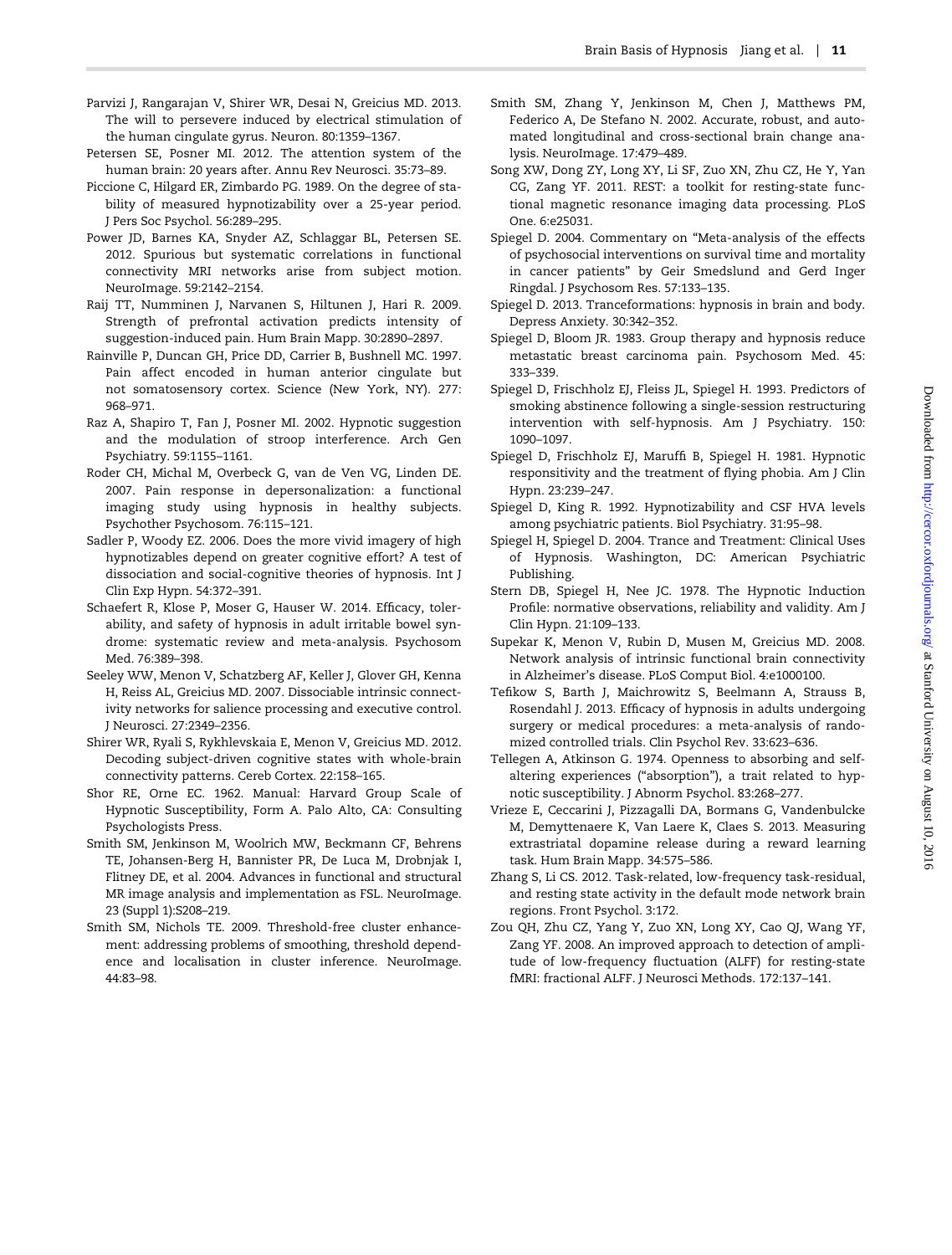Parvizi J, Rangarajan V, Shirer WR, Desai N, Greicius MD. 2013. The will to persevere induced by electrical stimulation of the human cingulate gyrus. Neuron. 80:1359–1367.

Petersen SE, Posner MI. 2012. The attention system of the human brain: 20 years after. Annu Rev Neurosci. 35:73–89.

Piccione C, Hilgard ER, Zimbardo PG. 1989. On the degree of stability of measured hypnotizability over a 25-year period. J Pers Soc Psychol. 56:289–295.

Power JD, Barnes KA, Snyder AZ, Schlaggar BL, Petersen SE. 2012. Spurious but systematic correlations in functional connectivity MRI networks arise from subject motion. NeuroImage. 59:2142–2154.

Raij TT, Numminen J, Narvanen S, Hiltunen J, Hari R. 2009. Strength of prefrontal activation predicts intensity of suggestion-induced pain. Hum Brain Mapp. 30:2890–2897.

Rainville P, Duncan GH, Price DD, Carrier B, Bushnell MC. 1997. Pain affect encoded in human anterior cingulate but not somatosensory cortex. Science (New York, NY). 277: 968–971.

Raz A, Shapiro T, Fan J, Posner MI. 2002. Hypnotic suggestion and the modulation of stroop interference. Arch Gen Psychiatry. 59:1155–1161.

Roder CH, Michal M, Overbeck G, van de Ven VG, Linden DE. 2007. Pain response in depersonalization: a functional imaging study using hypnosis in healthy subjects. Psychother Psychosom. 76:115–121.

Sadler P, Woody EZ. 2006. Does the more vivid imagery of high hypnotizables depend on greater cognitive effort? A test of dissociation and social-cognitive theories of hypnosis. Int J Clin Exp Hypn. 54:372–391.

Schaefert R, Klose P, Moser G, Hauser W. 2014. Efficacy, tolerability, and safety of hypnosis in adult irritable bowel syndrome: systematic review and meta-analysis. Psychosom Med. 76:389–398.

Seeley WW, Menon V, Schatzberg AF, Keller J, Glover GH, Kenna H, Reiss AL, Greicius MD. 2007. Dissociable intrinsic connectivity networks for salience processing and executive control. J Neurosci. 27:2349–2356.

Shirer WR, Ryali S, Rykhlevskaia E, Menon V, Greicius MD. 2012. Decoding subject-driven cognitive states with whole-brain connectivity patterns. Cereb Cortex. 22:158–165.

Shor RE, Orne EC. 1962. Manual: Harvard Group Scale of Hypnotic Susceptibility, Form A. Palo Alto, CA: Consulting Psychologists Press.

Smith SM, Jenkinson M, Woolrich MW, Beckmann CF, Behrens TE, Johansen-Berg H, Bannister PR, De Luca M, Drobnjak I, Flitney DE, et al. 2004. Advances in functional and structural MR image analysis and implementation as FSL. NeuroImage. 23 (Suppl 1):S208–219.

Smith SM, Nichols TE. 2009. Threshold-free cluster enhancement: addressing problems of smoothing, threshold dependence and localisation in cluster inference. NeuroImage. 44:83–98.

Smith SM, Zhang Y, Jenkinson M, Chen J, Matthews PM, Federico A, De Stefano N. 2002. Accurate, robust, and automated longitudinal and cross-sectional brain change analysis. NeuroImage. 17:479–489.

Song XW, Dong ZY, Long XY, Li SF, Zuo XN, Zhu CZ, He Y, Yan CG, Zang YF. 2011. REST: a toolkit for resting-state functional magnetic resonance imaging data processing. PLoS One. 6:e25031.

Spiegel D. 2004. Commentary on "Meta-analysis of the effects of psychosocial interventions on survival time and mortality in cancer patients" by Geir Smedslund and Gerd Inger Ringdal. J Psychosom Res. 57:133–135.

Spiegel D. 2013. Tranceformations: hypnosis in brain and body. Depress Anxiety. 30:342–352.

Spiegel D, Bloom JR. 1983. Group therapy and hypnosis reduce metastatic breast carcinoma pain. Psychosom Med. 45: 333–339.

Spiegel D, Frischholz EJ, Fleiss JL, Spiegel H. 1993. Predictors of smoking abstinence following a single-session restructuring intervention with self-hypnosis. Am J Psychiatry. 150: 1090–1097.

Spiegel D, Frischholz EJ, Maruffi B, Spiegel H. 1981. Hypnotic responsitivity and the treatment of flying phobia. Am J Clin Hypn. 23:239–247.

Spiegel D, King R. 1992. Hypnotizability and CSF HVA levels among psychiatric patients. Biol Psychiatry. 31:95–98.

Spiegel H, Spiegel D. 2004. Trance and Treatment: Clinical Uses of Hypnosis. Washington, DC: American Psychiatric Publishing.

Stern DB, Spiegel H, Nee JC. 1978. The Hypnotic Induction Profile: normative observations, reliability and validity. Am J Clin Hypn. 21:109–133.

Supekar K, Menon V, Rubin D, Musen M, Greicius MD. 2008. Network analysis of intrinsic functional brain connectivity in Alzheimer's disease. PLoS Comput Biol. 4:e1000100.

Tefikow S, Barth J, Maichrowitz S, Beelmann A, Strauss B, Rosendahl J. 2013. Efficacy of hypnosis in adults undergoing surgery or medical procedures: a meta-analysis of randomized controlled trials. Clin Psychol Rev. 33:623–636.

Tellegen A, Atkinson G. 1974. Openness to absorbing and self-altering experiences ("absorption"), a trait related to hypnotic susceptibility. J Abnorm Psychol. 83:268–277.

Vrieze E, Ceccarini J, Pizzagalli DA, Bormans G, Vandenbulcke M, Demyttenaere K, Van Laere K, Claes S. 2013. Measuring extrastriatal dopamine release during a reward learning task. Hum Brain Mapp. 34:575–586.

Zhang S, Li CS. 2012. Task-related, low-frequency task-residual, and resting state activity in the default mode network brain regions. Front Psychol. 3:172.

Zou QH, Zhu CZ, Yang Y, Zuo XN, Long XY, Cao QJ, Wang YF, Zang YF. 2008. An improved approach to detection of amplitude of low-frequency fluctuation (ALFF) for resting-state fMRI: fractional ALFF. J Neurosci Methods. 172:137–141.